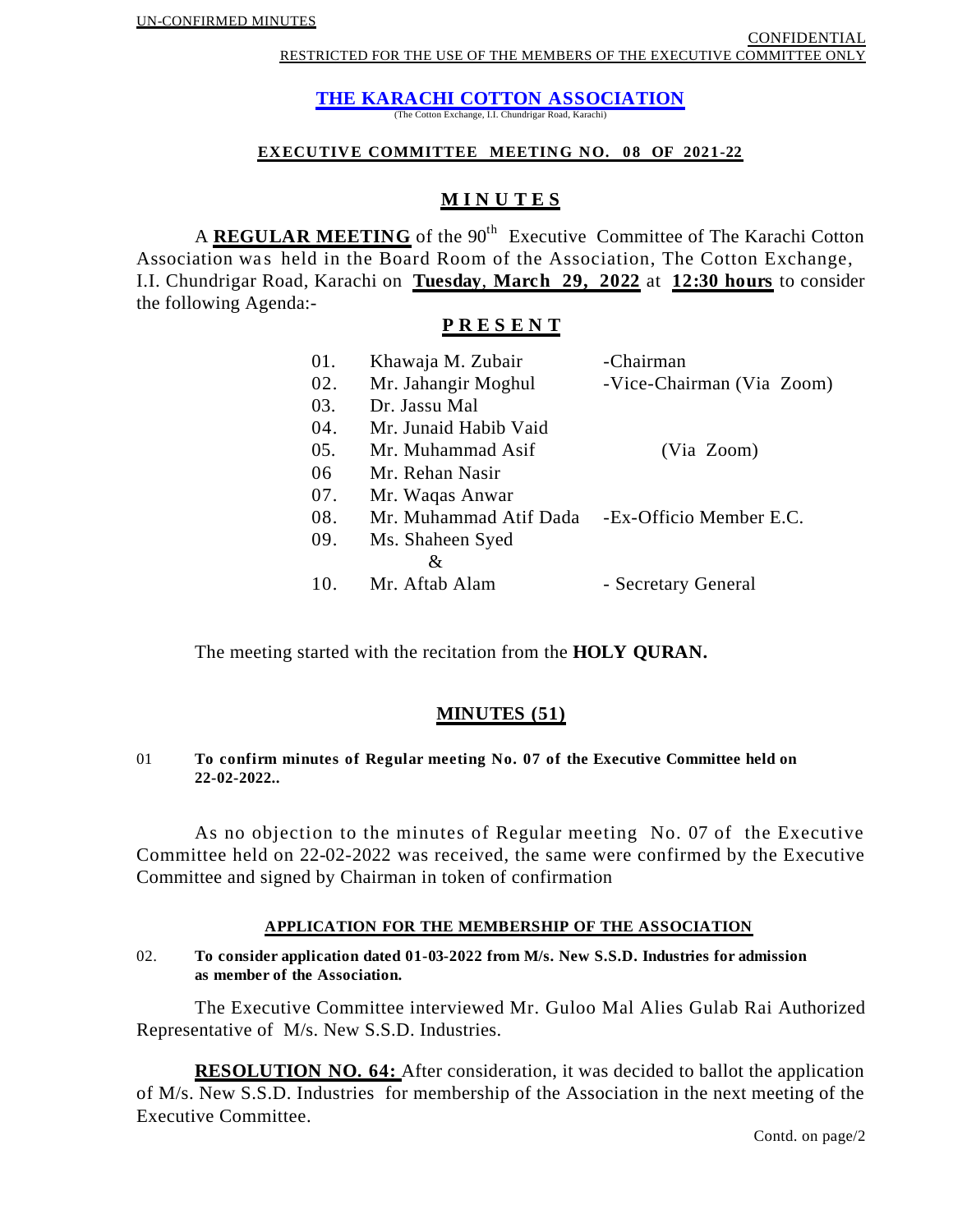UN-CONFIRMED MINUTES

CONFIDENTIAL

RESTRICTED FOR THE USE OF THE MEMBERS OF THE EXECUTIVE COMMITTEE ONLY

# THE KARACHI COTTON ASSOCIATION

(The Cotton Exchange, I.I. Chundrigar Road, Karachi)

**EXECUTIVE COMMITTEE MEETING NO. 08 OF 2021-22**

## MINUTES

A **REGULAR MEETING** of the 90th Executive Committee of The Karachi Cotton Association was held in the Board Room of the Association, The Cotton Exchange, I.I. Chundrigar Road, Karachi on **Tuesday, March 29, 2022** at **12:30 hours** to consider the following Agenda:-

## PRESENT

| | | |
|---|---|---|
| 01. | Khawaja M. Zubair | -Chairman |
| 02. | Mr. Jahangir Moghul | -Vice-Chairman (Via Zoom) |
| 03. | Dr. Jassu Mal | |
| 04. | Mr. Junaid Habib Vaid | |
| 05. | Mr. Muhammad Asif | (Via Zoom) |
| 06 | Mr. Rehan Nasir | |
| 07. | Mr. Waqas Anwar | |
| 08. | Mr. Muhammad Atif Dada | -Ex-Officio Member E.C. |
| 09. | Ms. Shaheen Syed | |
| | & | |
| 10. | Mr. Aftab Alam | - Secretary General |

The meeting started with the recitation from the **HOLY QURAN.**

## MINUTES (51)

01 **To confirm minutes of Regular meeting No. 07 of the Executive Committee held on 22-02-2022..**

As no objection to the minutes of Regular meeting No. 07 of the Executive Committee held on 22-02-2022 was received, the same were confirmed by the Executive Committee and signed by Chairman in token of confirmation

### APPLICATION FOR THE MEMBERSHIP OF THE ASSOCIATION

02. **To consider application dated 01-03-2022 from M/s. New S.S.D. Industries for admission as member of the Association.**

The Executive Committee interviewed Mr. Guloo Mal Alies Gulab Rai Authorized Representative of M/s. New S.S.D. Industries.

**RESOLUTION NO. 64:** After consideration, it was decided to ballot the application of M/s. New S.S.D. Industries for membership of the Association in the next meeting of the Executive Committee.

Contd. on page/2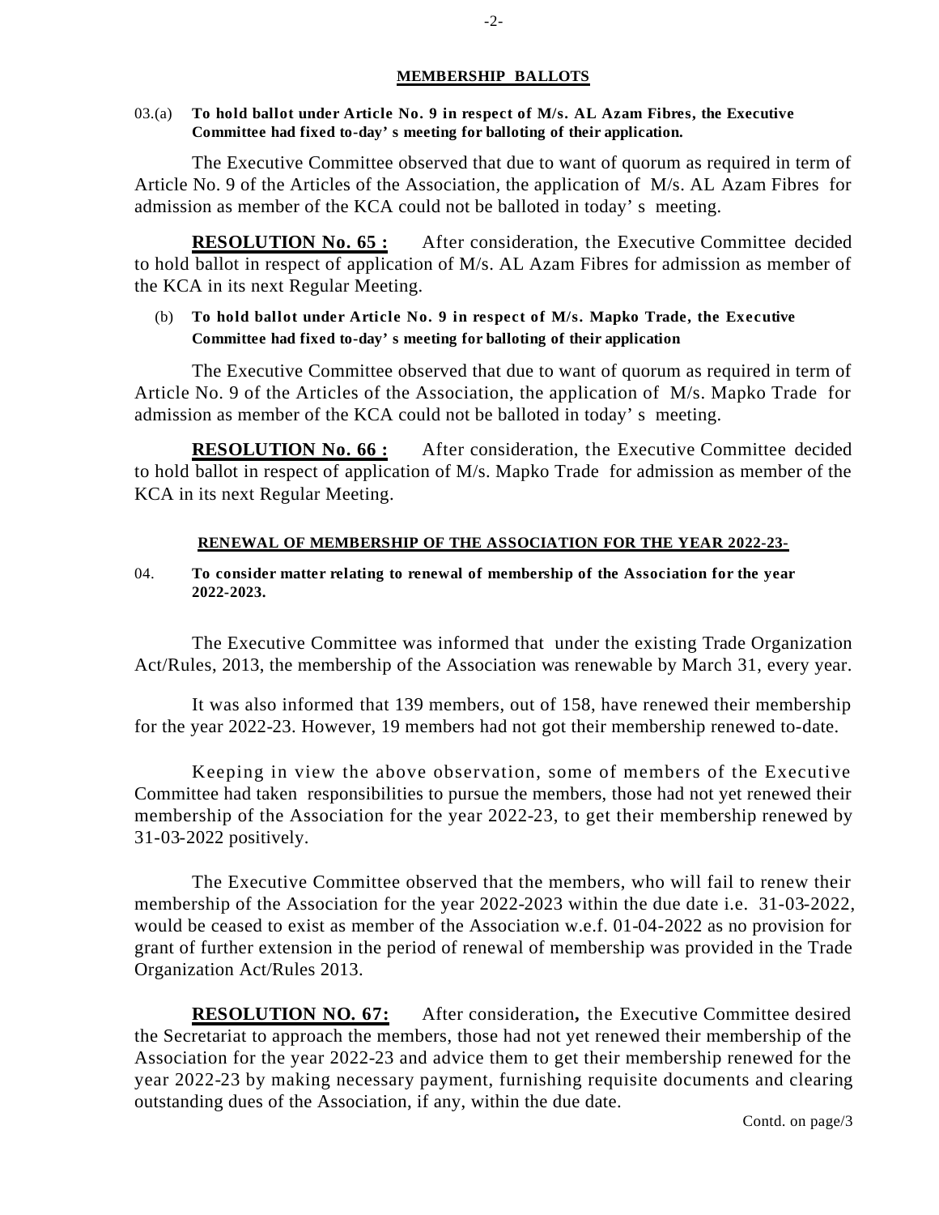## MEMBERSHIP BALLOTS

03.(a) **To hold ballot under Article No. 9 in respect of M/s. AL Azam Fibres, the Executive Committee had fixed to-day' s meeting for balloting of their application.**

The Executive Committee observed that due to want of quorum as required in term of Article No. 9 of the Articles of the Association, the application of M/s. AL Azam Fibres for admission as member of the KCA could not be balloted in today' s meeting.

**RESOLUTION No. 65 :** After consideration, the Executive Committee decided to hold ballot in respect of application of M/s. AL Azam Fibres for admission as member of the KCA in its next Regular Meeting.

(b) **To hold ballot under Article No. 9 in respect of M/s. Mapko Trade, the Executive Committee had fixed to-day' s meeting for balloting of their application**

The Executive Committee observed that due to want of quorum as required in term of Article No. 9 of the Articles of the Association, the application of M/s. Mapko Trade for admission as member of the KCA could not be balloted in today' s meeting.

**RESOLUTION No. 66 :** After consideration, the Executive Committee decided to hold ballot in respect of application of M/s. Mapko Trade for admission as member of the KCA in its next Regular Meeting.

## RENEWAL OF MEMBERSHIP OF THE ASSOCIATION FOR THE YEAR 2022-23-

04. **To consider matter relating to renewal of membership of the Association for the year 2022-2023.**

The Executive Committee was informed that under the existing Trade Organization Act/Rules, 2013, the membership of the Association was renewable by March 31, every year.

It was also informed that 139 members, out of 158, have renewed their membership for the year 2022-23. However, 19 members had not got their membership renewed to-date.

Keeping in view the above observation, some of members of the Executive Committee had taken responsibilities to pursue the members, those had not yet renewed their membership of the Association for the year 2022-23, to get their membership renewed by 31-03-2022 positively.

The Executive Committee observed that the members, who will fail to renew their membership of the Association for the year 2022-2023 within the due date i.e. 31-03-2022, would be ceased to exist as member of the Association w.e.f. 01-04-2022 as no provision for grant of further extension in the period of renewal of membership was provided in the Trade Organization Act/Rules 2013.

**RESOLUTION NO. 67:** After consideration**,** the Executive Committee desired the Secretariat to approach the members, those had not yet renewed their membership of the Association for the year 2022-23 and advice them to get their membership renewed for the year 2022-23 by making necessary payment, furnishing requisite documents and clearing outstanding dues of the Association, if any, within the due date.

Contd. on page/3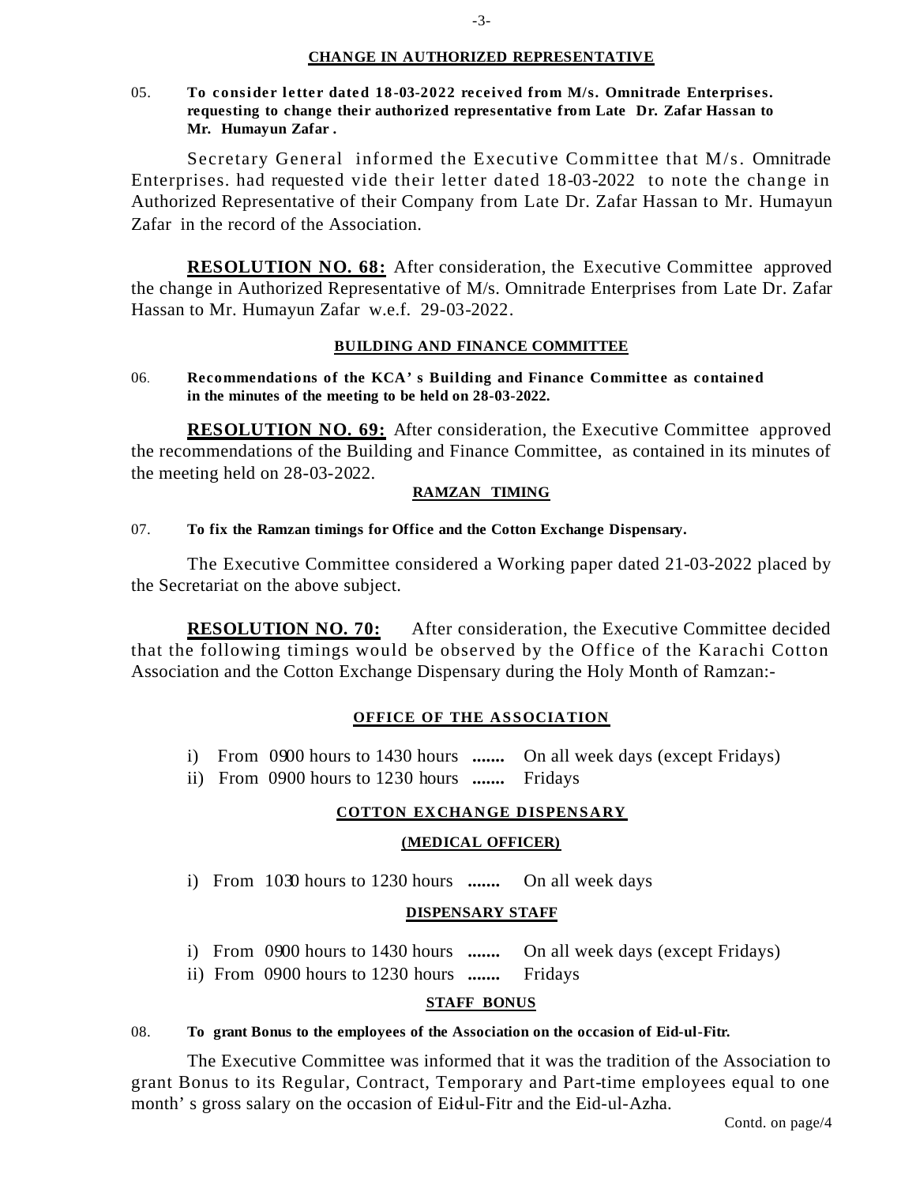### CHANGE IN AUTHORIZED REPRESENTATIVE

05. **To consider letter dated 18-03-2022 received from M/s. Omnitrade Enterprises. requesting to change their authorized representative from Late Dr. Zafar Hassan to Mr. Humayun Zafar .**

Secretary General informed the Executive Committee that M/s. Omnitrade Enterprises. had requested vide their letter dated 18-03-2022 to note the change in Authorized Representative of their Company from Late Dr. Zafar Hassan to Mr. Humayun Zafar in the record of the Association.

**RESOLUTION NO. 68:** After consideration, the Executive Committee approved the change in Authorized Representative of M/s. Omnitrade Enterprises from Late Dr. Zafar Hassan to Mr. Humayun Zafar w.e.f. 29-03-2022.

### BUILDING AND FINANCE COMMITTEE

06. **Recommendations of the KCA' s Building and Finance Committee as contained in the minutes of the meeting to be held on 28-03-2022.**

**RESOLUTION NO. 69:** After consideration, the Executive Committee approved the recommendations of the Building and Finance Committee, as contained in its minutes of the meeting held on 28-03-2022.

### RAMZAN TIMING

07. **To fix the Ramzan timings for Office and the Cotton Exchange Dispensary.**

The Executive Committee considered a Working paper dated 21-03-2022 placed by the Secretariat on the above subject.

**RESOLUTION NO. 70:** After consideration, the Executive Committee decided that the following timings would be observed by the Office of the Karachi Cotton Association and the Cotton Exchange Dispensary during the Holy Month of Ramzan:-

#### OFFICE OF THE ASSOCIATION

i) From 0900 hours to 1430 hours **.......** On all week days (except Fridays)
ii) From 0900 hours to 1230 hours **.......** Fridays

#### COTTON EXCHANGE DISPENSARY

#### (MEDICAL OFFICER)

i) From 1030 hours to 1230 hours **.......** On all week days

#### DISPENSARY STAFF

i) From 0900 hours to 1430 hours **.......** On all week days (except Fridays)
ii) From 0900 hours to 1230 hours **.......** Fridays

### STAFF BONUS

08. **To grant Bonus to the employees of the Association on the occasion of Eid-ul-Fitr.**

The Executive Committee was informed that it was the tradition of the Association to grant Bonus to its Regular, Contract, Temporary and Part-time employees equal to one month' s gross salary on the occasion of Eid-ul-Fitr and the Eid-ul-Azha.

Contd. on page/4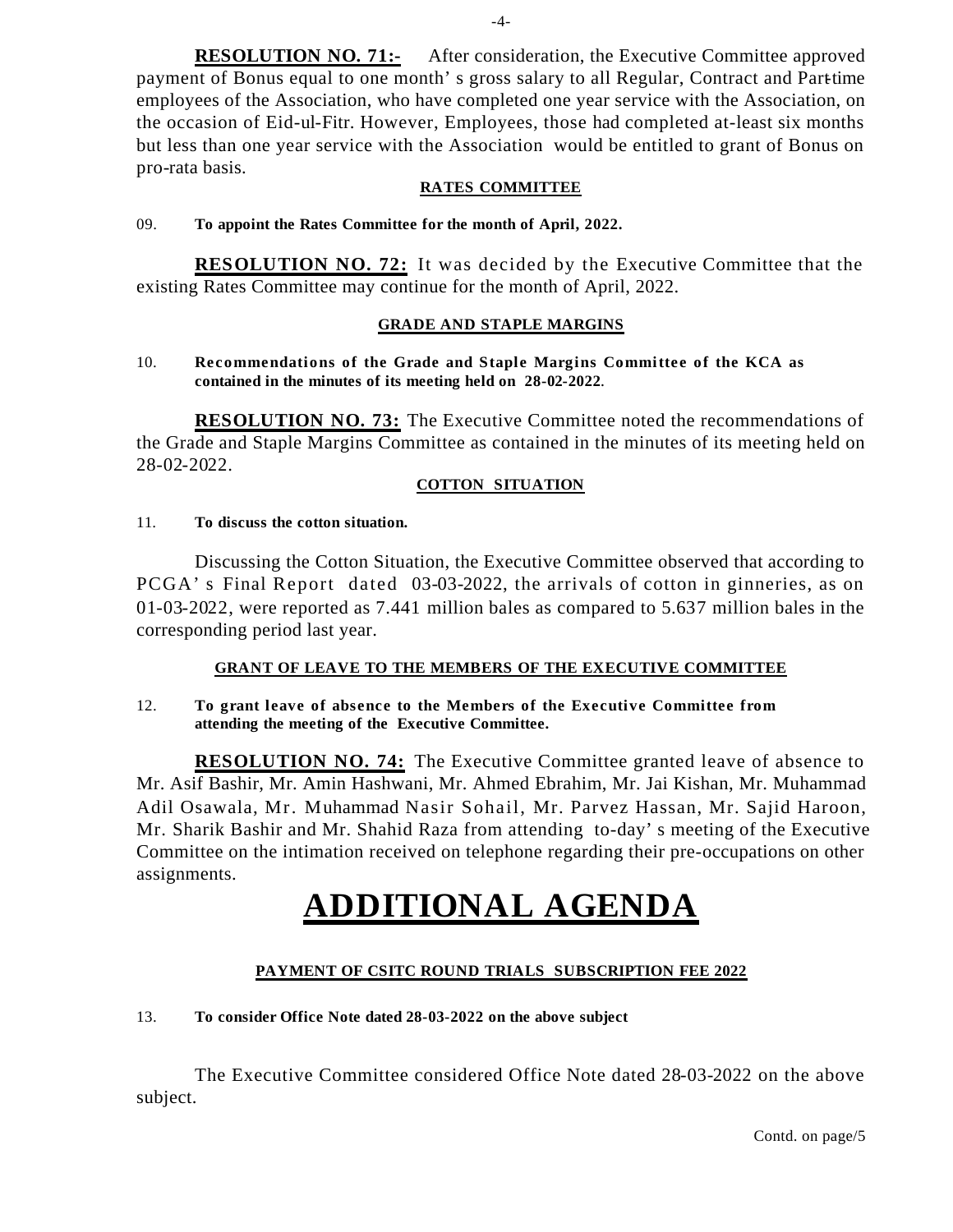**RESOLUTION NO. 71:-** After consideration, the Executive Committee approved payment of Bonus equal to one month' s gross salary to all Regular, Contract and Part-time employees of the Association, who have completed one year service with the Association, on the occasion of Eid-ul-Fitr. However, Employees, those had completed at-least six months but less than one year service with the Association would be entitled to grant of Bonus on pro-rata basis.

**RATES COMMITTEE**

09. **To appoint the Rates Committee for the month of April, 2022.**

**RESOLUTION NO. 72:** It was decided by the Executive Committee that the existing Rates Committee may continue for the month of April, 2022.

**GRADE AND STAPLE MARGINS**

10. **Recommendations of the Grade and Staple Margins Committee of the KCA as contained in the minutes of its meeting held on 28-02-2022.**

**RESOLUTION NO. 73:** The Executive Committee noted the recommendations of the Grade and Staple Margins Committee as contained in the minutes of its meeting held on 28-02-2022.

**COTTON SITUATION**

11. **To discuss the cotton situation.**

Discussing the Cotton Situation, the Executive Committee observed that according to PCGA' s Final Report dated 03-03-2022, the arrivals of cotton in ginneries, as on 01-03-2022, were reported as 7.441 million bales as compared to 5.637 million bales in the corresponding period last year.

**GRANT OF LEAVE TO THE MEMBERS OF THE EXECUTIVE COMMITTEE**

12. **To grant leave of absence to the Members of the Executive Committee from attending the meeting of the Executive Committee.**

**RESOLUTION NO. 74:** The Executive Committee granted leave of absence to Mr. Asif Bashir, Mr. Amin Hashwani, Mr. Ahmed Ebrahim, Mr. Jai Kishan, Mr. Muhammad Adil Osawala, Mr. Muhammad Nasir Sohail, Mr. Parvez Hassan, Mr. Sajid Haroon, Mr. Sharik Bashir and Mr. Shahid Raza from attending to-day' s meeting of the Executive Committee on the intimation received on telephone regarding their pre-occupations on other assignments.

# ADDITIONAL AGENDA

**PAYMENT OF CSITC ROUND TRIALS SUBSCRIPTION FEE 2022**

13. **To consider Office Note dated 28-03-2022 on the above subject**

The Executive Committee considered Office Note dated 28-03-2022 on the above subject.

Contd. on page/5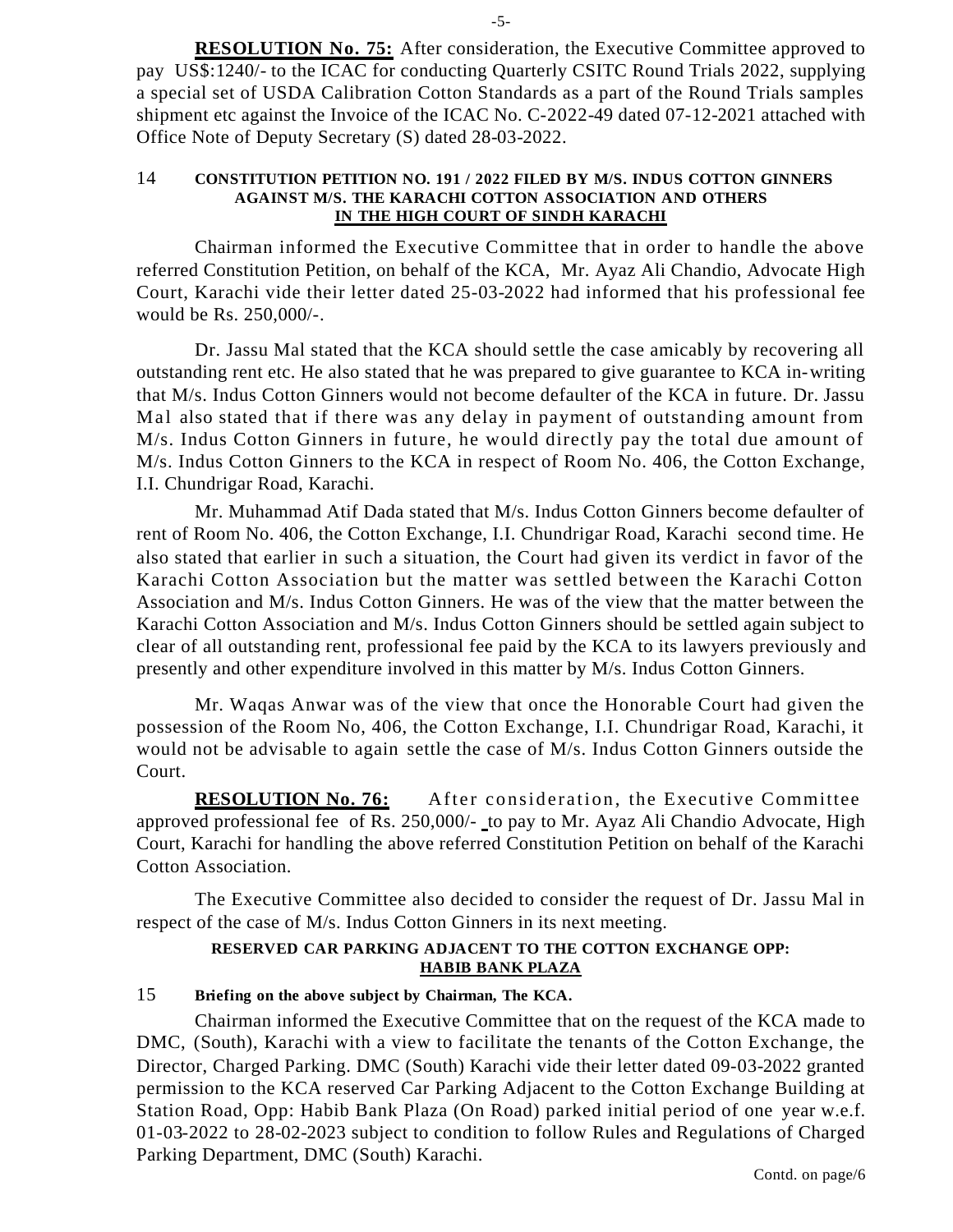**RESOLUTION No. 75:** After consideration, the Executive Committee approved to pay US$:1240/- to the ICAC for conducting Quarterly CSITC Round Trials 2022, supplying a special set of USDA Calibration Cotton Standards as a part of the Round Trials samples shipment etc against the Invoice of the ICAC No. C-2022-49 dated 07-12-2021 attached with Office Note of Deputy Secretary (S) dated 28-03-2022.

14 **CONSTITUTION PETITION NO. 191 / 2022 FILED BY M/S. INDUS COTTON GINNERS AGAINST M/S. THE KARACHI COTTON ASSOCIATION AND OTHERS IN THE HIGH COURT OF SINDH KARACHI**

Chairman informed the Executive Committee that in order to handle the above referred Constitution Petition, on behalf of the KCA, Mr. Ayaz Ali Chandio, Advocate High Court, Karachi vide their letter dated 25-03-2022 had informed that his professional fee would be Rs. 250,000/-.

Dr. Jassu Mal stated that the KCA should settle the case amicably by recovering all outstanding rent etc. He also stated that he was prepared to give guarantee to KCA in-writing that M/s. Indus Cotton Ginners would not become defaulter of the KCA in future. Dr. Jassu Mal also stated that if there was any delay in payment of outstanding amount from M/s. Indus Cotton Ginners in future, he would directly pay the total due amount of M/s. Indus Cotton Ginners to the KCA in respect of Room No. 406, the Cotton Exchange, I.I. Chundrigar Road, Karachi.

Mr. Muhammad Atif Dada stated that M/s. Indus Cotton Ginners become defaulter of rent of Room No. 406, the Cotton Exchange, I.I. Chundrigar Road, Karachi second time. He also stated that earlier in such a situation, the Court had given its verdict in favor of the Karachi Cotton Association but the matter was settled between the Karachi Cotton Association and M/s. Indus Cotton Ginners. He was of the view that the matter between the Karachi Cotton Association and M/s. Indus Cotton Ginners should be settled again subject to clear of all outstanding rent, professional fee paid by the KCA to its lawyers previously and presently and other expenditure involved in this matter by M/s. Indus Cotton Ginners.

Mr. Waqas Anwar was of the view that once the Honorable Court had given the possession of the Room No, 406, the Cotton Exchange, I.I. Chundrigar Road, Karachi, it would not be advisable to again settle the case of M/s. Indus Cotton Ginners outside the Court.

**RESOLUTION No. 76:** After consideration, the Executive Committee approved professional fee of Rs. 250,000/- to pay to Mr. Ayaz Ali Chandio Advocate, High Court, Karachi for handling the above referred Constitution Petition on behalf of the Karachi Cotton Association.

The Executive Committee also decided to consider the request of Dr. Jassu Mal in respect of the case of M/s. Indus Cotton Ginners in its next meeting.

**RESERVED CAR PARKING ADJACENT TO THE COTTON EXCHANGE OPP: HABIB BANK PLAZA**

15 **Briefing on the above subject by Chairman, The KCA.**

Chairman informed the Executive Committee that on the request of the KCA made to DMC, (South), Karachi with a view to facilitate the tenants of the Cotton Exchange, the Director, Charged Parking. DMC (South) Karachi vide their letter dated 09-03-2022 granted permission to the KCA reserved Car Parking Adjacent to the Cotton Exchange Building at Station Road, Opp: Habib Bank Plaza (On Road) parked initial period of one year w.e.f. 01-03-2022 to 28-02-2023 subject to condition to follow Rules and Regulations of Charged Parking Department, DMC (South) Karachi.

Contd. on page/6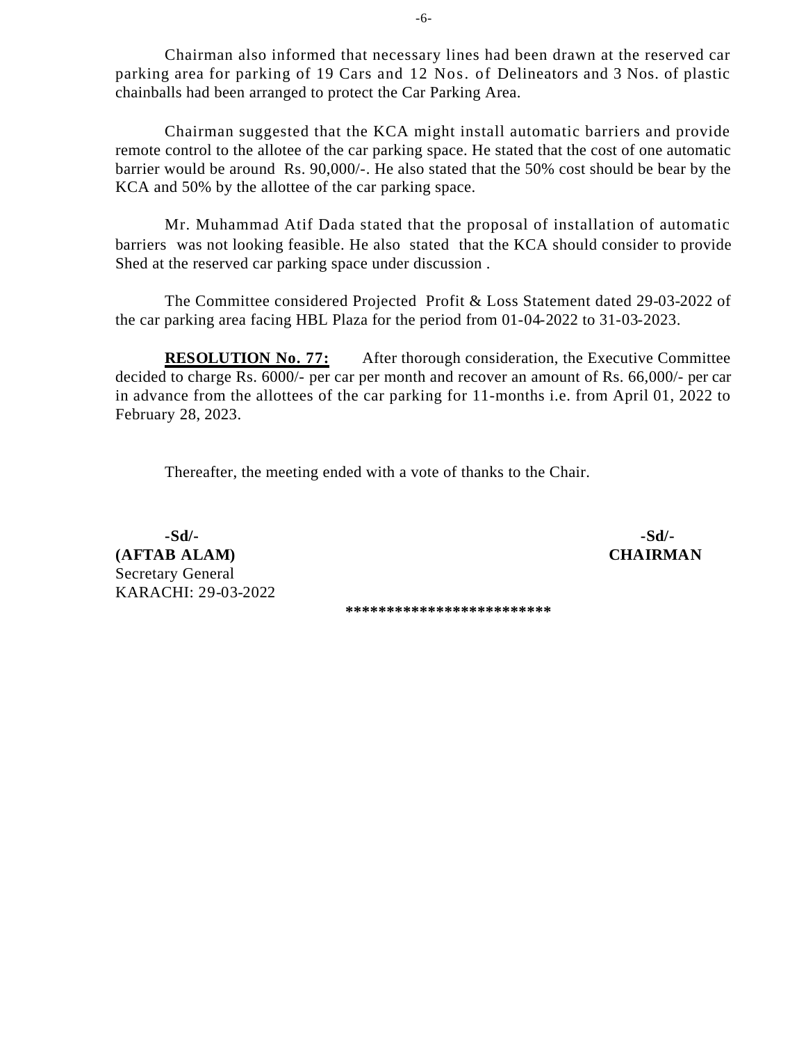Chairman also informed that necessary lines had been drawn at the reserved car parking area for parking of 19 Cars and 12 Nos. of Delineators and 3 Nos. of plastic chainballs had been arranged to protect the Car Parking Area.

Chairman suggested that the KCA might install automatic barriers and provide remote control to the allotee of the car parking space. He stated that the cost of one automatic barrier would be around Rs. 90,000/-. He also stated that the 50% cost should be bear by the KCA and 50% by the allottee of the car parking space.

Mr. Muhammad Atif Dada stated that the proposal of installation of automatic barriers was not looking feasible. He also stated that the KCA should consider to provide Shed at the reserved car parking space under discussion .

The Committee considered Projected Profit & Loss Statement dated 29-03-2022 of the car parking area facing HBL Plaza for the period from 01-04-2022 to 31-03-2023.

**RESOLUTION No. 77:** After thorough consideration, the Executive Committee decided to charge Rs. 6000/- per car per month and recover an amount of Rs. 66,000/- per car in advance from the allottees of the car parking for 11-months i.e. from April 01, 2022 to February 28, 2023.

Thereafter, the meeting ended with a vote of thanks to the Chair.

| | |
|---|---|
| **-Sd/-** | **-Sd/-** |
| **(AFTAB ALAM)** | **CHAIRMAN** |
| Secretary General | |
| KARACHI: 29-03-2022 | |

************************